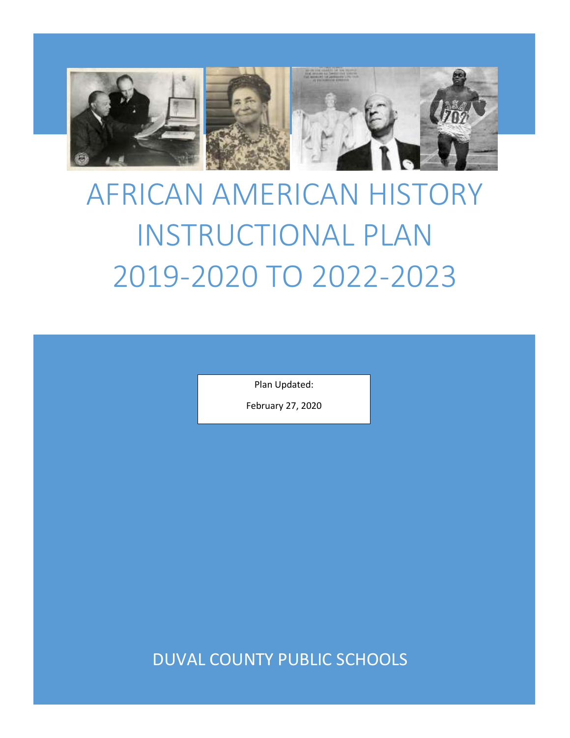# AFRICAN AMERICAN HISTORY INSTRUCTIONAL PLAN 2019-2020 TO 2022-2023

Plan Updated:

February 27, 2020

DUVAL COUNTY PUBLIC SCHOOLS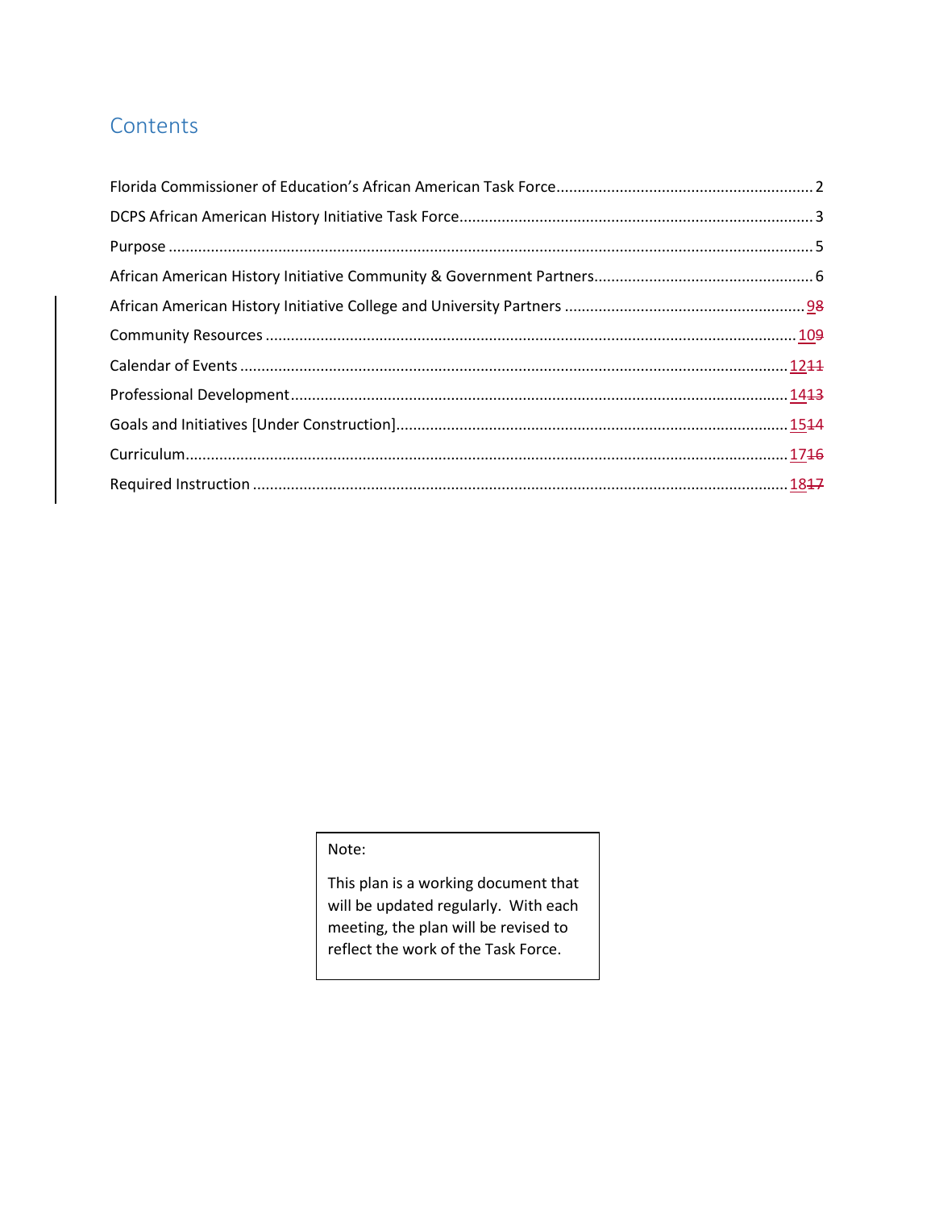# Contents

Florida Commissioner of Education's African American Task Force ..... 2

DCPS African American History Initiative Task Force ..... 3

Purpose ..... 5

African American History Initiative Community & Government Partners ..... 6

African American History Initiative College and University Partners ..... 9

Community Resources ..... 10

Calendar of Events ..... 12

Professional Development ..... 14

Goals and Initiatives [Under Construction] ..... 15

Curriculum ..... 17

Required Instruction ..... 18

> Note:
>
> This plan is a working document that will be updated regularly. With each meeting, the plan will be revised to reflect the work of the Task Force.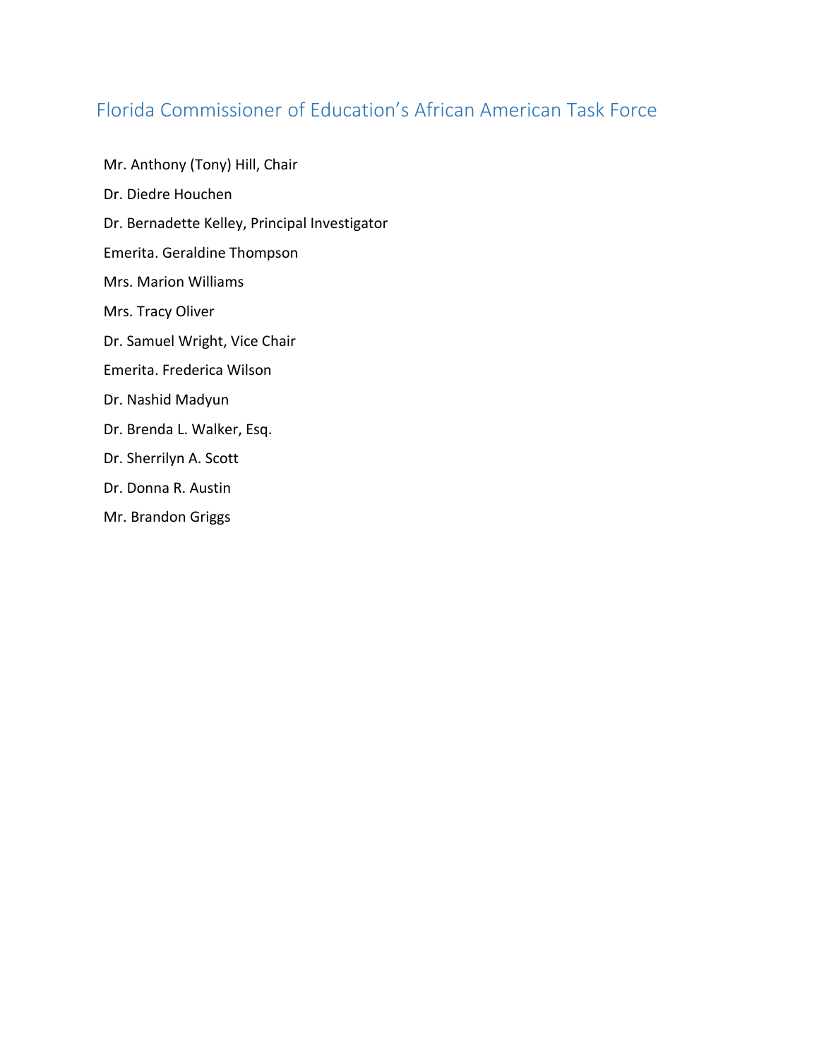## Florida Commissioner of Education's African American Task Force

Mr. Anthony (Tony) Hill, Chair

Dr. Diedre Houchen

Dr. Bernadette Kelley, Principal Investigator

Emerita. Geraldine Thompson

Mrs. Marion Williams

Mrs. Tracy Oliver

Dr. Samuel Wright, Vice Chair

Emerita. Frederica Wilson

Dr. Nashid Madyun

Dr. Brenda L. Walker, Esq.

Dr. Sherrilyn A. Scott

Dr. Donna R. Austin

Mr. Brandon Griggs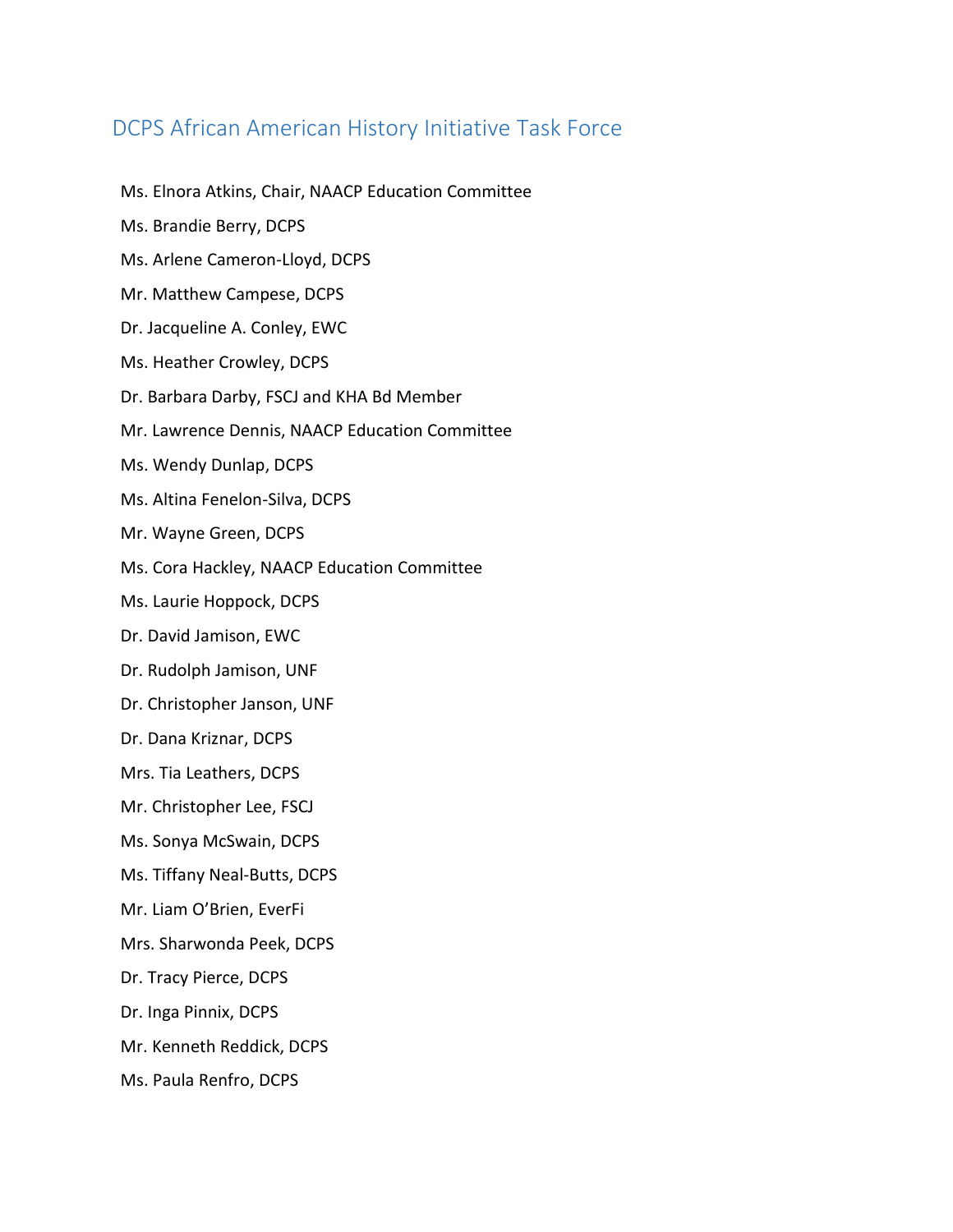## DCPS African American History Initiative Task Force

Ms. Elnora Atkins, Chair, NAACP Education Committee

Ms. Brandie Berry, DCPS

Ms. Arlene Cameron-Lloyd, DCPS

Mr. Matthew Campese, DCPS

Dr. Jacqueline A. Conley, EWC

Ms. Heather Crowley, DCPS

Dr. Barbara Darby, FSCJ and KHA Bd Member

Mr. Lawrence Dennis, NAACP Education Committee

Ms. Wendy Dunlap, DCPS

Ms. Altina Fenelon-Silva, DCPS

Mr. Wayne Green, DCPS

Ms. Cora Hackley, NAACP Education Committee

Ms. Laurie Hoppock, DCPS

Dr. David Jamison, EWC

Dr. Rudolph Jamison, UNF

Dr. Christopher Janson, UNF

Dr. Dana Kriznar, DCPS

Mrs. Tia Leathers, DCPS

Mr. Christopher Lee, FSCJ

Ms. Sonya McSwain, DCPS

Ms. Tiffany Neal-Butts, DCPS

Mr. Liam O'Brien, EverFi

Mrs. Sharwonda Peek, DCPS

Dr. Tracy Pierce, DCPS

Dr. Inga Pinnix, DCPS

Mr. Kenneth Reddick, DCPS

Ms. Paula Renfro, DCPS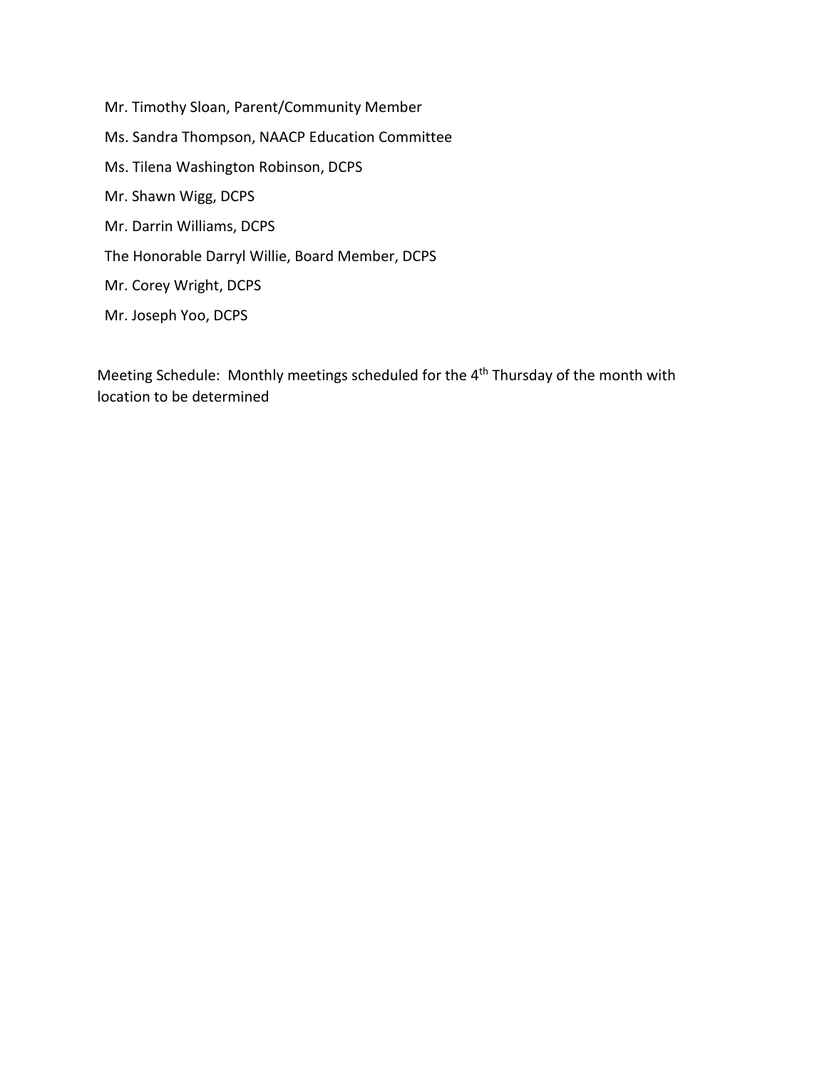Mr. Timothy Sloan, Parent/Community Member

Ms. Sandra Thompson, NAACP Education Committee

Ms. Tilena Washington Robinson, DCPS

Mr. Shawn Wigg, DCPS

Mr. Darrin Williams, DCPS

The Honorable Darryl Willie, Board Member, DCPS

Mr. Corey Wright, DCPS

Mr. Joseph Yoo, DCPS

Meeting Schedule: Monthly meetings scheduled for the 4th Thursday of the month with location to be determined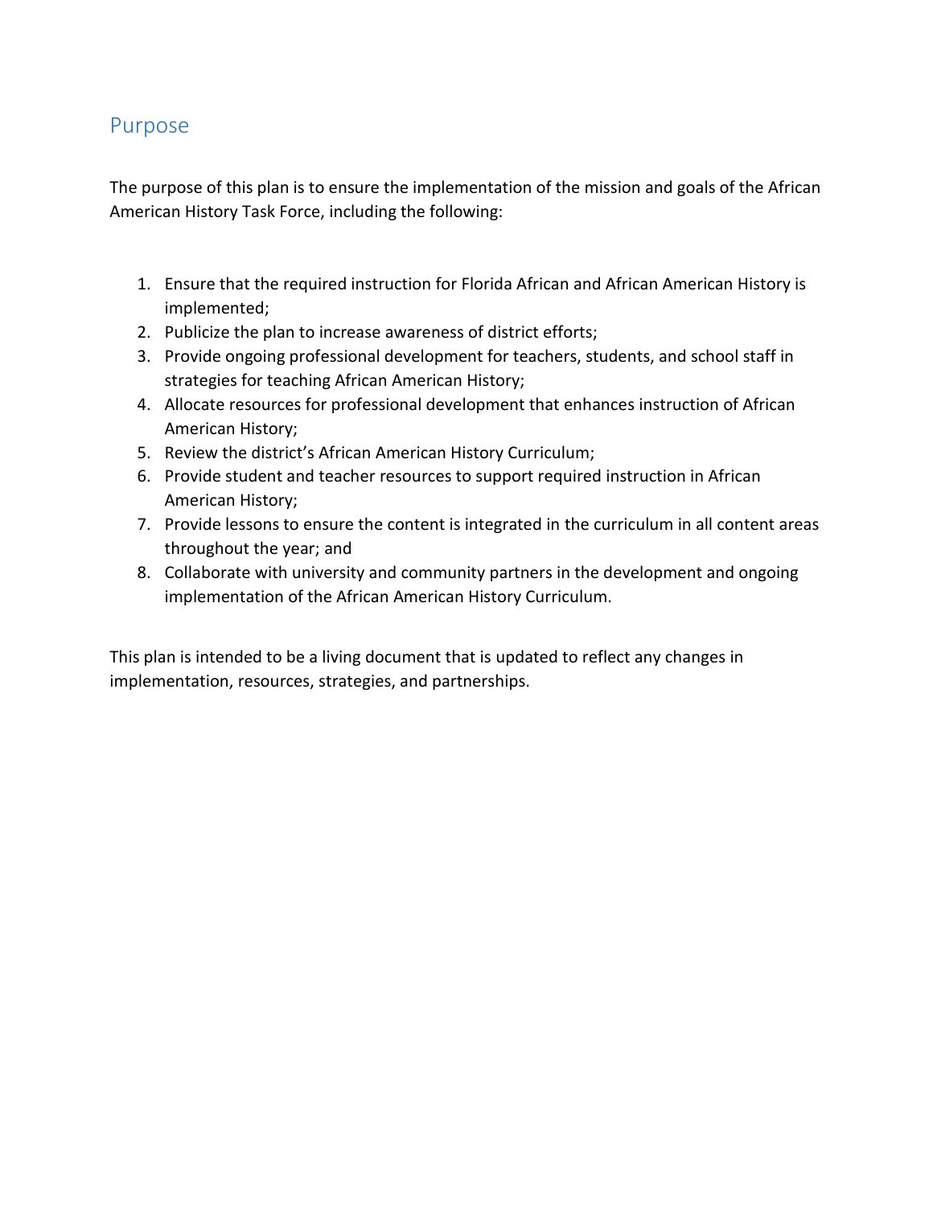## Purpose

The purpose of this plan is to ensure the implementation of the mission and goals of the African American History Task Force, including the following:

1. Ensure that the required instruction for Florida African and African American History is implemented;
2. Publicize the plan to increase awareness of district efforts;
3. Provide ongoing professional development for teachers, students, and school staff in strategies for teaching African American History;
4. Allocate resources for professional development that enhances instruction of African American History;
5. Review the district's African American History Curriculum;
6. Provide student and teacher resources to support required instruction in African American History;
7. Provide lessons to ensure the content is integrated in the curriculum in all content areas throughout the year; and
8. Collaborate with university and community partners in the development and ongoing implementation of the African American History Curriculum.

This plan is intended to be a living document that is updated to reflect any changes in implementation, resources, strategies, and partnerships.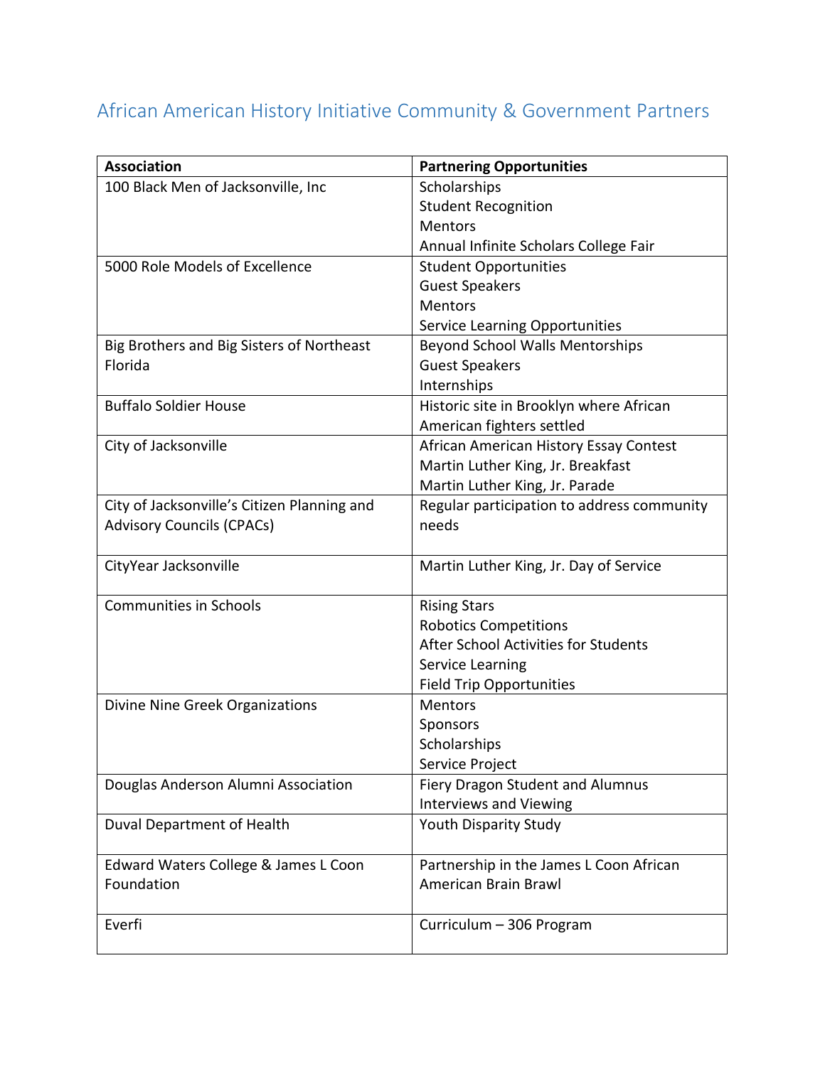## African American History Initiative Community & Government Partners

| Association | Partnering Opportunities |
|---|---|
| 100 Black Men of Jacksonville, Inc | Scholarships<br>Student Recognition<br>Mentors<br>Annual Infinite Scholars College Fair |
| 5000 Role Models of Excellence | Student Opportunities<br>Guest Speakers<br>Mentors<br>Service Learning Opportunities |
| Big Brothers and Big Sisters of Northeast Florida | Beyond School Walls Mentorships<br>Guest Speakers<br>Internships |
| Buffalo Soldier House | Historic site in Brooklyn where African American fighters settled |
| City of Jacksonville | African American History Essay Contest<br>Martin Luther King, Jr. Breakfast<br>Martin Luther King, Jr. Parade |
| City of Jacksonville's Citizen Planning and Advisory Councils (CPACs) | Regular participation to address community needs |
| CityYear Jacksonville | Martin Luther King, Jr. Day of Service |
| Communities in Schools | Rising Stars<br>Robotics Competitions<br>After School Activities for Students<br>Service Learning<br>Field Trip Opportunities |
| Divine Nine Greek Organizations | Mentors<br>Sponsors<br>Scholarships<br>Service Project |
| Douglas Anderson Alumni Association | Fiery Dragon Student and Alumnus Interviews and Viewing |
| Duval Department of Health | Youth Disparity Study |
| Edward Waters College & James L Coon Foundation | Partnership in the James L Coon African American Brain Brawl |
| Everfi | Curriculum – 306 Program |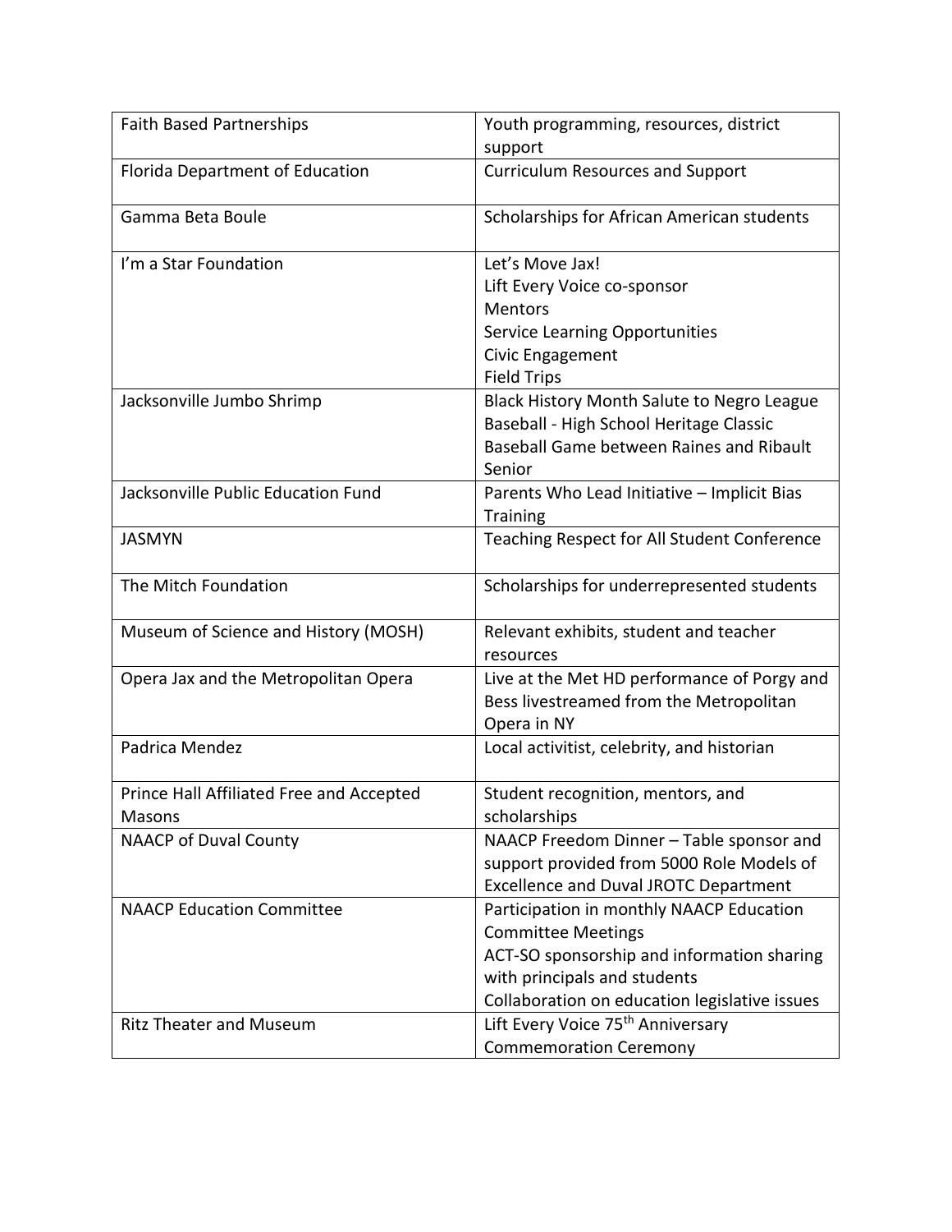| | |
|---|---|
| Faith Based Partnerships | Youth programming, resources, district support |
| Florida Department of Education | Curriculum Resources and Support |
| Gamma Beta Boule | Scholarships for African American students |
| I'm a Star Foundation | Let's Move Jax!<br>Lift Every Voice co-sponsor<br>Mentors<br>Service Learning Opportunities<br>Civic Engagement<br>Field Trips |
| Jacksonville Jumbo Shrimp | Black History Month Salute to Negro League Baseball - High School Heritage Classic Baseball Game between Raines and Ribault Senior |
| Jacksonville Public Education Fund | Parents Who Lead Initiative – Implicit Bias Training |
| JASMYN | Teaching Respect for All Student Conference |
| The Mitch Foundation | Scholarships for underrepresented students |
| Museum of Science and History (MOSH) | Relevant exhibits, student and teacher resources |
| Opera Jax and the Metropolitan Opera | Live at the Met HD performance of Porgy and Bess livestreamed from the Metropolitan Opera in NY |
| Padrica Mendez | Local activitist, celebrity, and historian |
| Prince Hall Affiliated Free and Accepted Masons | Student recognition, mentors, and scholarships |
| NAACP of Duval County | NAACP Freedom Dinner – Table sponsor and support provided from 5000 Role Models of Excellence and Duval JROTC Department |
| NAACP Education Committee | Participation in monthly NAACP Education Committee Meetings<br>ACT-SO sponsorship and information sharing with principals and students<br>Collaboration on education legislative issues |
| Ritz Theater and Museum | Lift Every Voice 75th Anniversary Commemoration Ceremony |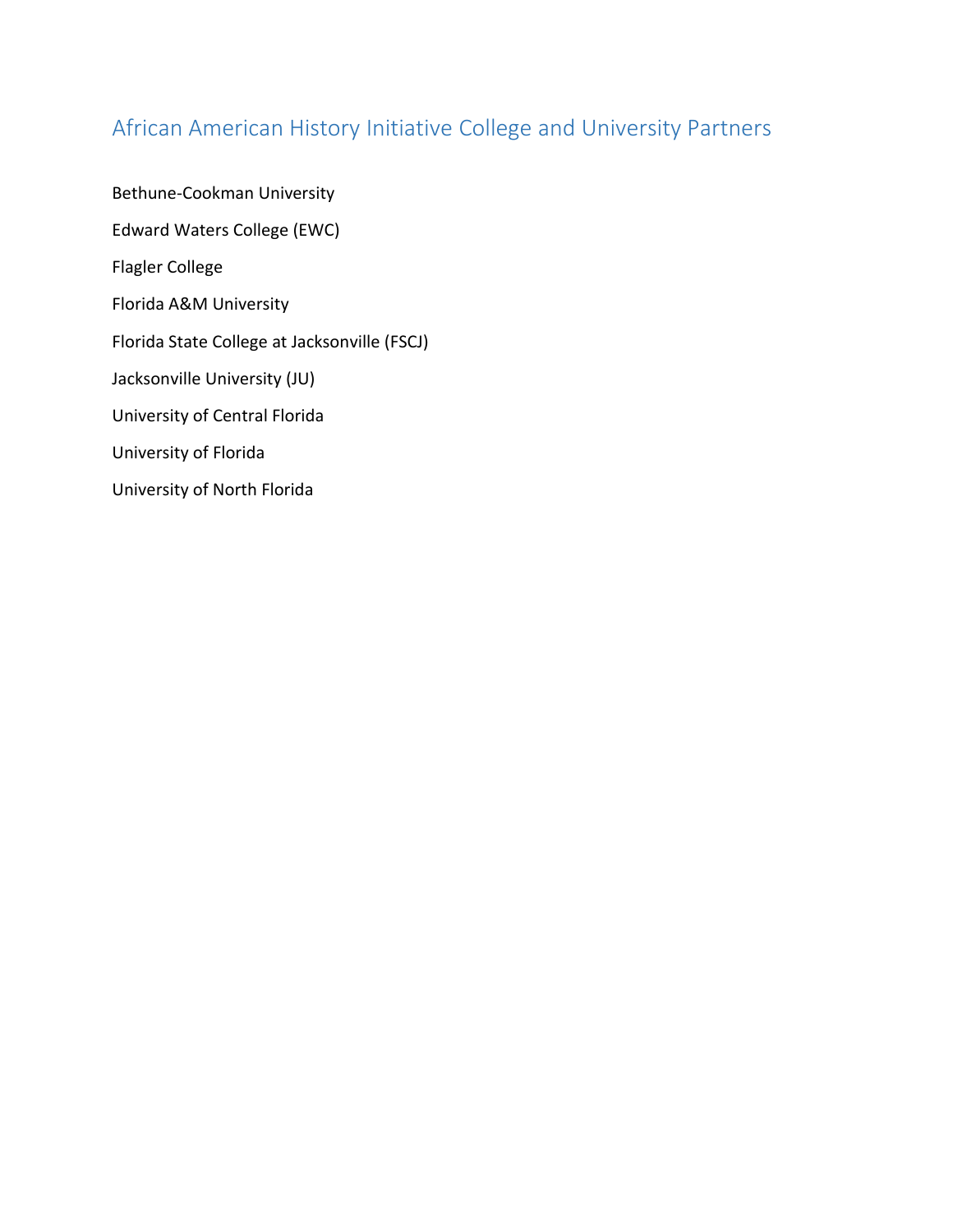## African American History Initiative College and University Partners

Bethune-Cookman University

Edward Waters College (EWC)

Flagler College

Florida A&M University

Florida State College at Jacksonville (FSCJ)

Jacksonville University (JU)

University of Central Florida

University of Florida

University of North Florida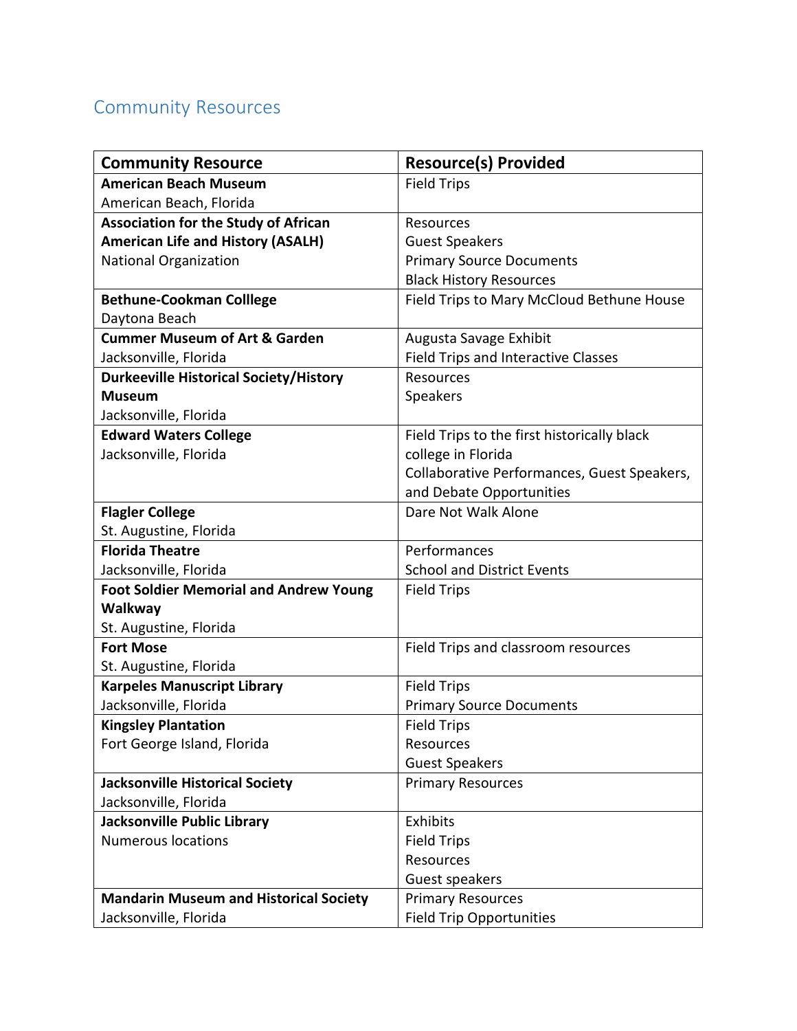## Community Resources

| Community Resource | Resource(s) Provided |
|---|---|
| **American Beach Museum**<br>American Beach, Florida | Field Trips |
| **Association for the Study of African American Life and History (ASALH)**<br>National Organization | Resources<br>Guest Speakers<br>Primary Source Documents<br>Black History Resources |
| **Bethune-Cookman Colllege**<br>Daytona Beach | Field Trips to Mary McCloud Bethune House |
| **Cummer Museum of Art & Garden**<br>Jacksonville, Florida | Augusta Savage Exhibit<br>Field Trips and Interactive Classes |
| **Durkeeville Historical Society/History Museum**<br>Jacksonville, Florida | Resources<br>Speakers |
| **Edward Waters College**<br>Jacksonville, Florida | Field Trips to the first historically black college in Florida<br>Collaborative Performances, Guest Speakers, and Debate Opportunities |
| **Flagler College**<br>St. Augustine, Florida | Dare Not Walk Alone |
| **Florida Theatre**<br>Jacksonville, Florida | Performances<br>School and District Events |
| **Foot Soldier Memorial and Andrew Young Walkway**<br>St. Augustine, Florida | Field Trips |
| **Fort Mose**<br>St. Augustine, Florida | Field Trips and classroom resources |
| **Karpeles Manuscript Library**<br>Jacksonville, Florida | Field Trips<br>Primary Source Documents |
| **Kingsley Plantation**<br>Fort George Island, Florida | Field Trips<br>Resources<br>Guest Speakers |
| **Jacksonville Historical Society**<br>Jacksonville, Florida | Primary Resources |
| **Jacksonville Public Library**<br>Numerous locations | Exhibits<br>Field Trips<br>Resources<br>Guest speakers |
| **Mandarin Museum and Historical Society**<br>Jacksonville, Florida | Primary Resources<br>Field Trip Opportunities |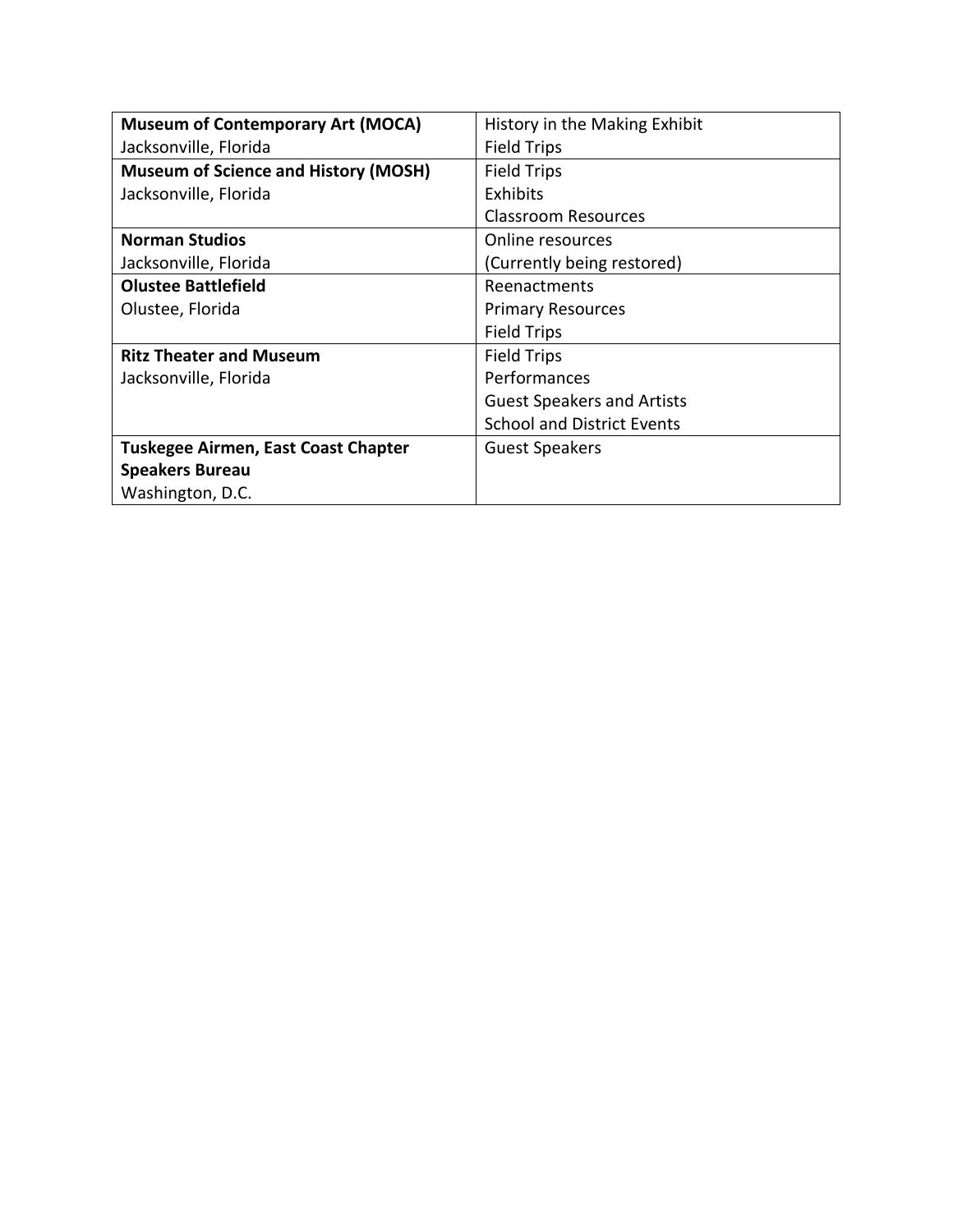| **Museum of Contemporary Art (MOCA)**<br>Jacksonville, Florida | History in the Making Exhibit<br>Field Trips |
|---|---|
| **Museum of Science and History (MOSH)**<br>Jacksonville, Florida | Field Trips<br>Exhibits<br>Classroom Resources |
| **Norman Studios**<br>Jacksonville, Florida | Online resources<br>(Currently being restored) |
| **Olustee Battlefield**<br>Olustee, Florida | Reenactments<br>Primary Resources<br>Field Trips |
| **Ritz Theater and Museum**<br>Jacksonville, Florida | Field Trips<br>Performances<br>Guest Speakers and Artists<br>School and District Events |
| **Tuskegee Airmen, East Coast Chapter Speakers Bureau**<br>Washington, D.C. | Guest Speakers |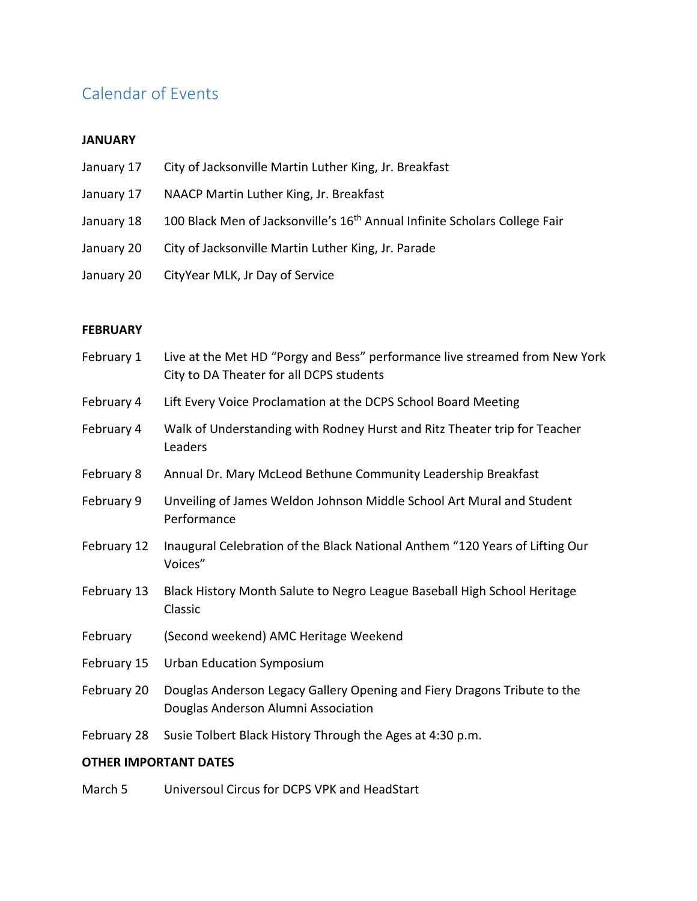# Calendar of Events

**JANUARY**

| | |
|---|---|
| January 17 | City of Jacksonville Martin Luther King, Jr. Breakfast |
| January 17 | NAACP Martin Luther King, Jr. Breakfast |
| January 18 | 100 Black Men of Jacksonville's 16th Annual Infinite Scholars College Fair |
| January 20 | City of Jacksonville Martin Luther King, Jr. Parade |
| January 20 | CityYear MLK, Jr Day of Service |

**FEBRUARY**

| | |
|---|---|
| February 1 | Live at the Met HD "Porgy and Bess" performance live streamed from New York City to DA Theater for all DCPS students |
| February 4 | Lift Every Voice Proclamation at the DCPS School Board Meeting |
| February 4 | Walk of Understanding with Rodney Hurst and Ritz Theater trip for Teacher Leaders |
| February 8 | Annual Dr. Mary McLeod Bethune Community Leadership Breakfast |
| February 9 | Unveiling of James Weldon Johnson Middle School Art Mural and Student Performance |
| February 12 | Inaugural Celebration of the Black National Anthem "120 Years of Lifting Our Voices" |
| February 13 | Black History Month Salute to Negro League Baseball High School Heritage Classic |
| February | (Second weekend) AMC Heritage Weekend |
| February 15 | Urban Education Symposium |
| February 20 | Douglas Anderson Legacy Gallery Opening and Fiery Dragons Tribute to the Douglas Anderson Alumni Association |
| February 28 | Susie Tolbert Black History Through the Ages at 4:30 p.m. |

**OTHER IMPORTANT DATES**

| | |
|---|---|
| March 5 | Universoul Circus for DCPS VPK and HeadStart |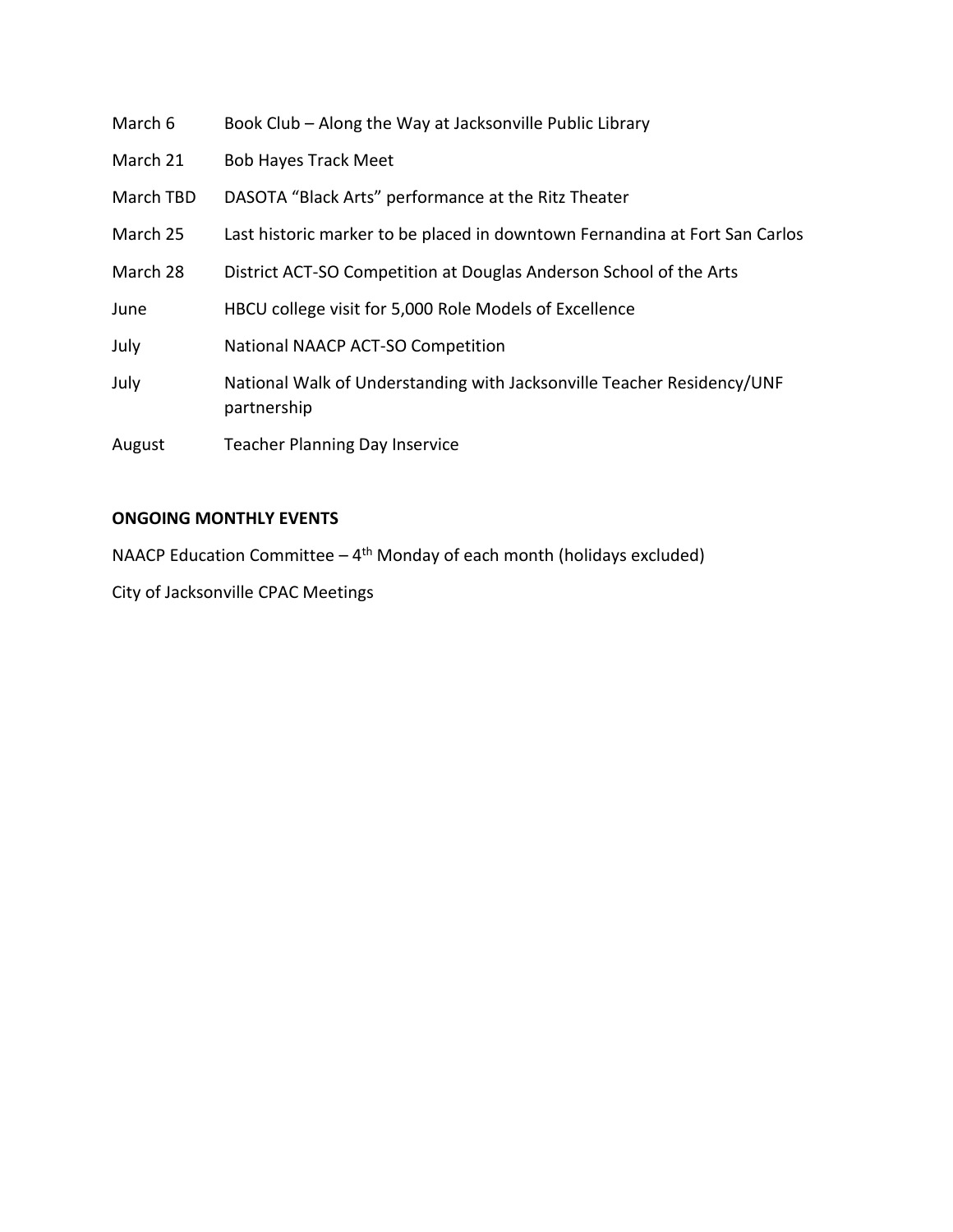| | |
|---|---|
| March 6 | Book Club – Along the Way at Jacksonville Public Library |
| March 21 | Bob Hayes Track Meet |
| March TBD | DASOTA "Black Arts" performance at the Ritz Theater |
| March 25 | Last historic marker to be placed in downtown Fernandina at Fort San Carlos |
| March 28 | District ACT-SO Competition at Douglas Anderson School of the Arts |
| June | HBCU college visit for 5,000 Role Models of Excellence |
| July | National NAACP ACT-SO Competition |
| July | National Walk of Understanding with Jacksonville Teacher Residency/UNF partnership |
| August | Teacher Planning Day Inservice |

**ONGOING MONTHLY EVENTS**

NAACP Education Committee – $4^{th}$ Monday of each month (holidays excluded)

City of Jacksonville CPAC Meetings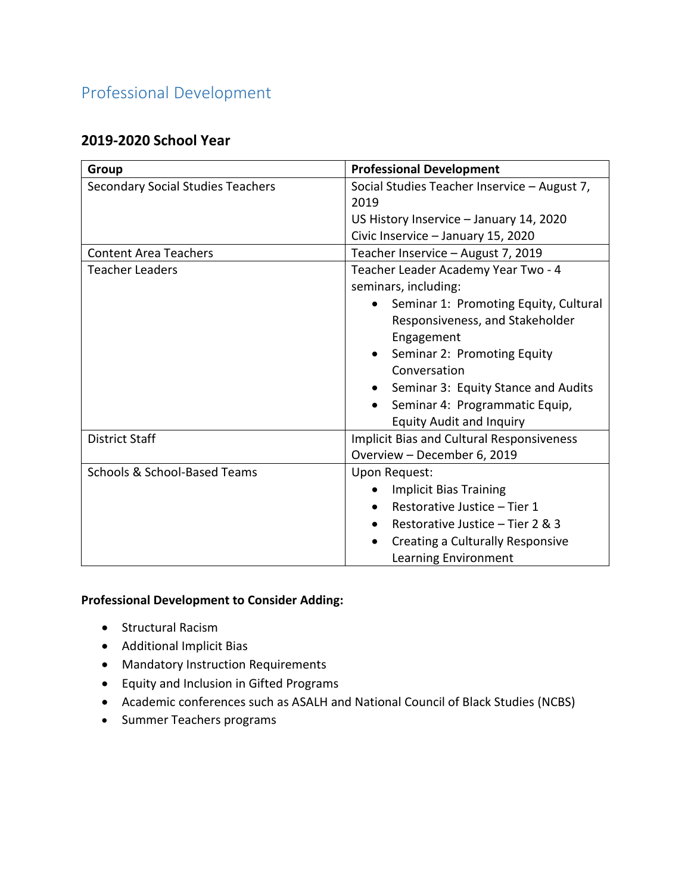## Professional Development

### 2019-2020 School Year

| Group | Professional Development |
| --- | --- |
| Secondary Social Studies Teachers | Social Studies Teacher Inservice – August 7, 2019<br>US History Inservice – January 14, 2020<br>Civic Inservice – January 15, 2020 |
| Content Area Teachers | Teacher Inservice – August 7, 2019 |
| Teacher Leaders | Teacher Leader Academy Year Two - 4 seminars, including:<br>• Seminar 1: Promoting Equity, Cultural Responsiveness, and Stakeholder Engagement<br>• Seminar 2: Promoting Equity Conversation<br>• Seminar 3: Equity Stance and Audits<br>• Seminar 4: Programmatic Equip, Equity Audit and Inquiry |
| District Staff | Implicit Bias and Cultural Responsiveness Overview – December 6, 2019 |
| Schools & School-Based Teams | Upon Request:<br>• Implicit Bias Training<br>• Restorative Justice – Tier 1<br>• Restorative Justice – Tier 2 & 3<br>• Creating a Culturally Responsive Learning Environment |

**Professional Development to Consider Adding:**

- Structural Racism
- Additional Implicit Bias
- Mandatory Instruction Requirements
- Equity and Inclusion in Gifted Programs
- Academic conferences such as ASALH and National Council of Black Studies (NCBS)
- Summer Teachers programs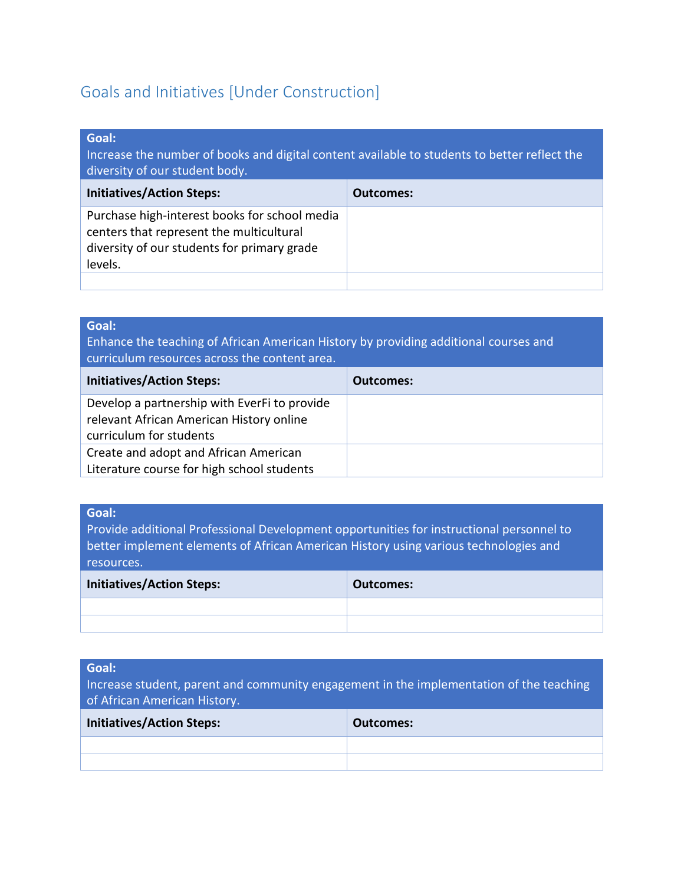## Goals and Initiatives [Under Construction]

| **Goal:** Increase the number of books and digital content available to students to better reflect the diversity of our student body. | |
|---|---|
| **Initiatives/Action Steps:** | **Outcomes:** |
| Purchase high-interest books for school media centers that represent the multicultural diversity of our students for primary grade levels. | |
| | |

| **Goal:** Enhance the teaching of African American History by providing additional courses and curriculum resources across the content area. | |
|---|---|
| **Initiatives/Action Steps:** | **Outcomes:** |
| Develop a partnership with EverFi to provide relevant African American History online curriculum for students | |
| Create and adopt and African American Literature course for high school students | |

| **Goal:** Provide additional Professional Development opportunities for instructional personnel to better implement elements of African American History using various technologies and resources. | |
|---|---|
| **Initiatives/Action Steps:** | **Outcomes:** |
| | |
| | |

| **Goal:** Increase student, parent and community engagement in the implementation of the teaching of African American History. | |
|---|---|
| **Initiatives/Action Steps:** | **Outcomes:** |
| | |
| | |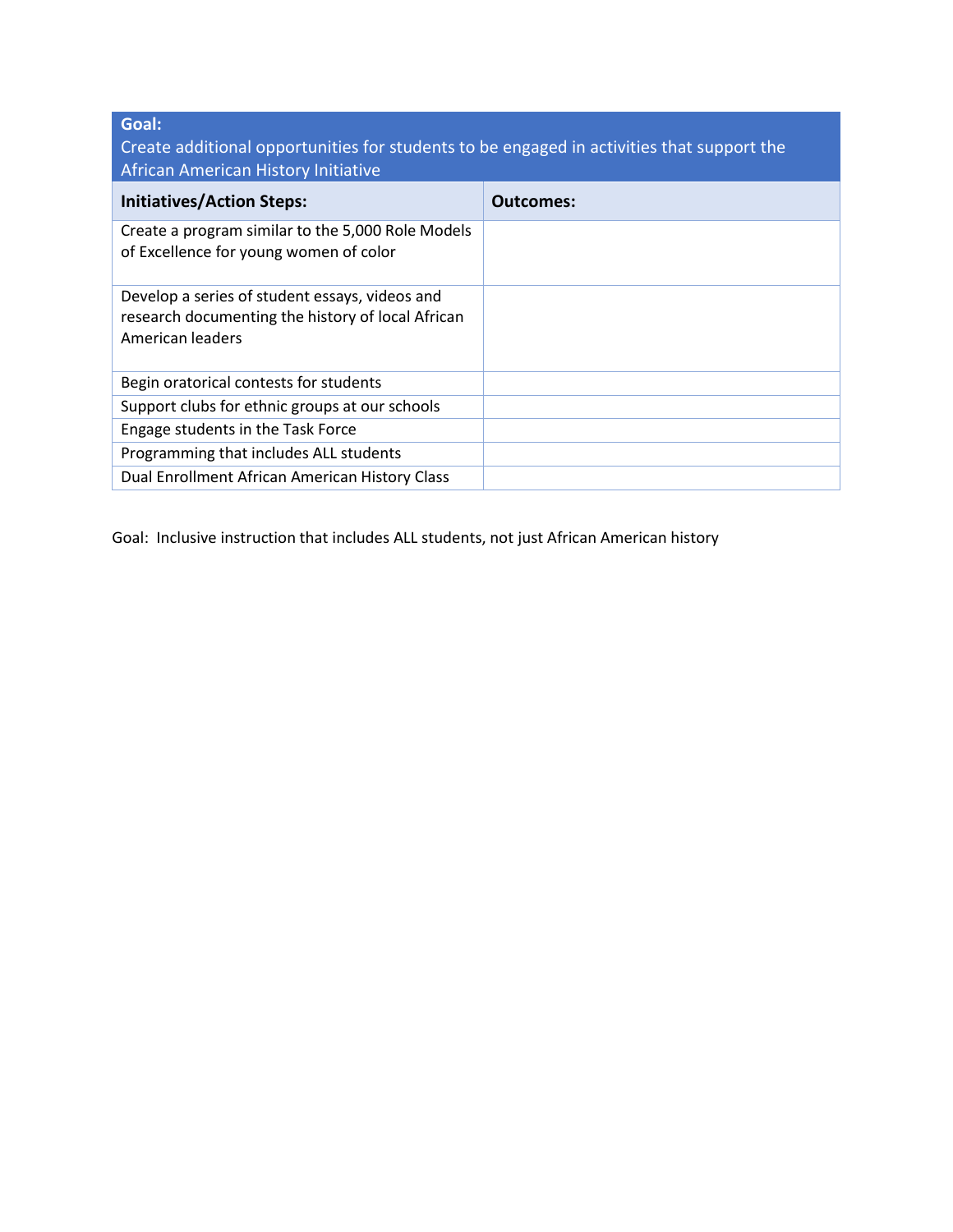**Goal:**
Create additional opportunities for students to be engaged in activities that support the African American History Initiative

| Initiatives/Action Steps: | Outcomes: |
|---|---|
| Create a program similar to the 5,000 Role Models of Excellence for young women of color | |
| Develop a series of student essays, videos and research documenting the history of local African American leaders | |
| Begin oratorical contests for students | |
| Support clubs for ethnic groups at our schools | |
| Engage students in the Task Force | |
| Programming that includes ALL students | |
| Dual Enrollment African American History Class | |

Goal: Inclusive instruction that includes ALL students, not just African American history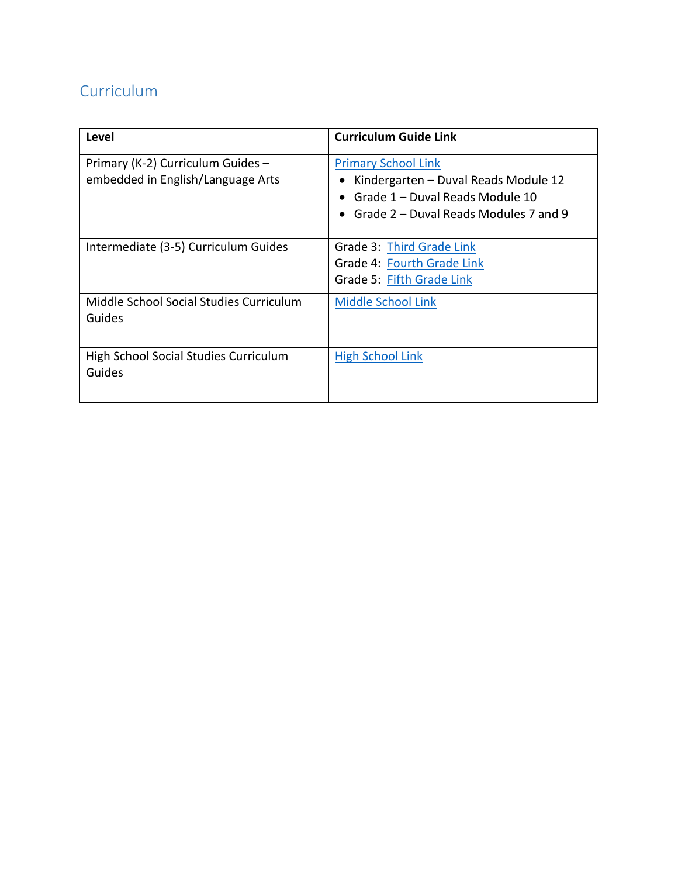## Curriculum

| Level | Curriculum Guide Link |
| --- | --- |
| Primary (K-2) Curriculum Guides – embedded in English/Language Arts | Primary School Link<br>• Kindergarten – Duval Reads Module 12<br>• Grade 1 – Duval Reads Module 10<br>• Grade 2 – Duval Reads Modules 7 and 9 |
| Intermediate (3-5) Curriculum Guides | Grade 3: Third Grade Link<br>Grade 4: Fourth Grade Link<br>Grade 5: Fifth Grade Link |
| Middle School Social Studies Curriculum Guides | Middle School Link |
| High School Social Studies Curriculum Guides | High School Link |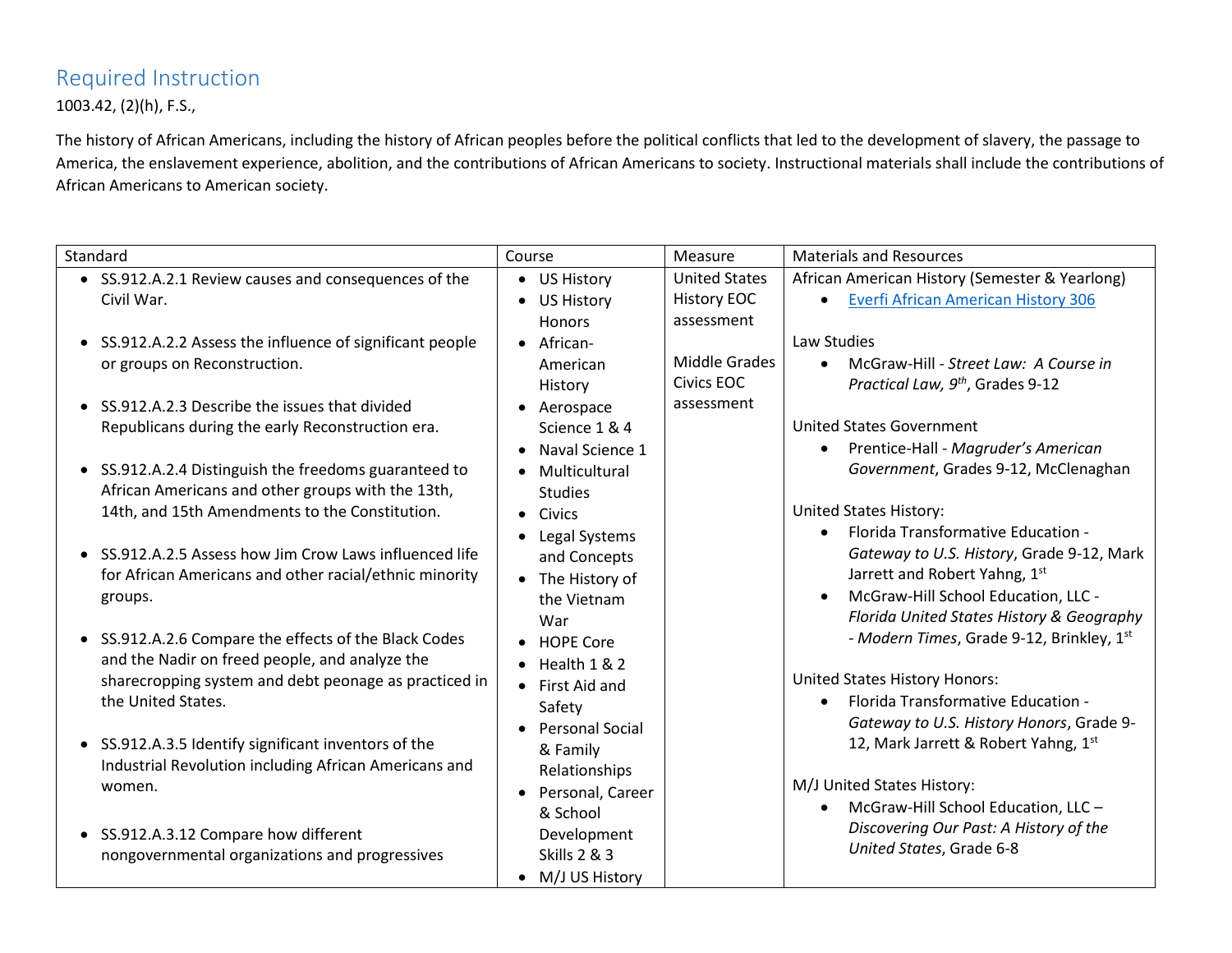## Required Instruction

1003.42, (2)(h), F.S.,

The history of African Americans, including the history of African peoples before the political conflicts that led to the development of slavery, the passage to America, the enslavement experience, abolition, and the contributions of African Americans to society. Instructional materials shall include the contributions of African Americans to American society.

| Standard | Course | Measure | Materials and Resources |
|---|---|---|---|
| • SS.912.A.2.1 Review causes and consequences of the Civil War.<br><br>• SS.912.A.2.2 Assess the influence of significant people or groups on Reconstruction.<br><br>• SS.912.A.2.3 Describe the issues that divided Republicans during the early Reconstruction era.<br><br>• SS.912.A.2.4 Distinguish the freedoms guaranteed to African Americans and other groups with the 13th, 14th, and 15th Amendments to the Constitution.<br><br>• SS.912.A.2.5 Assess how Jim Crow Laws influenced life for African Americans and other racial/ethnic minority groups.<br><br>• SS.912.A.2.6 Compare the effects of the Black Codes and the Nadir on freed people, and analyze the sharecropping system and debt peonage as practiced in the United States.<br><br>• SS.912.A.3.5 Identify significant inventors of the Industrial Revolution including African Americans and women.<br><br>• SS.912.A.3.12 Compare how different nongovernmental organizations and progressives | • US History<br>• US History Honors<br>• African-American History<br>• Aerospace Science 1 & 4<br>• Naval Science 1<br>• Multicultural Studies<br>• Civics<br>• Legal Systems and Concepts<br>• The History of the Vietnam War<br>• HOPE Core<br>• Health 1 & 2<br>• First Aid and Safety<br>• Personal Social & Family Relationships<br>• Personal, Career & School Development Skills 2 & 3<br>• M/J US History | United States History EOC assessment<br><br>Middle Grades Civics EOC assessment | African American History (Semester & Yearlong)<br>• Everfi African American History 306<br><br>Law Studies<br>• McGraw-Hill - *Street Law: A Course in Practical Law, 9th*, Grades 9-12<br><br>United States Government<br>• Prentice-Hall - *Magruder's American Government*, Grades 9-12, McClenaghan<br><br>United States History:<br>• Florida Transformative Education - *Gateway to U.S. History*, Grade 9-12, Mark Jarrett and Robert Yahng, 1st<br>• McGraw-Hill School Education, LLC - *Florida United States History & Geography - Modern Times*, Grade 9-12, Brinkley, 1st<br><br>United States History Honors:<br>• Florida Transformative Education - *Gateway to U.S. History Honors*, Grade 9-12, Mark Jarrett & Robert Yahng, 1st<br><br>M/J United States History:<br>• McGraw-Hill School Education, LLC – *Discovering Our Past: A History of the United States*, Grade 6-8 |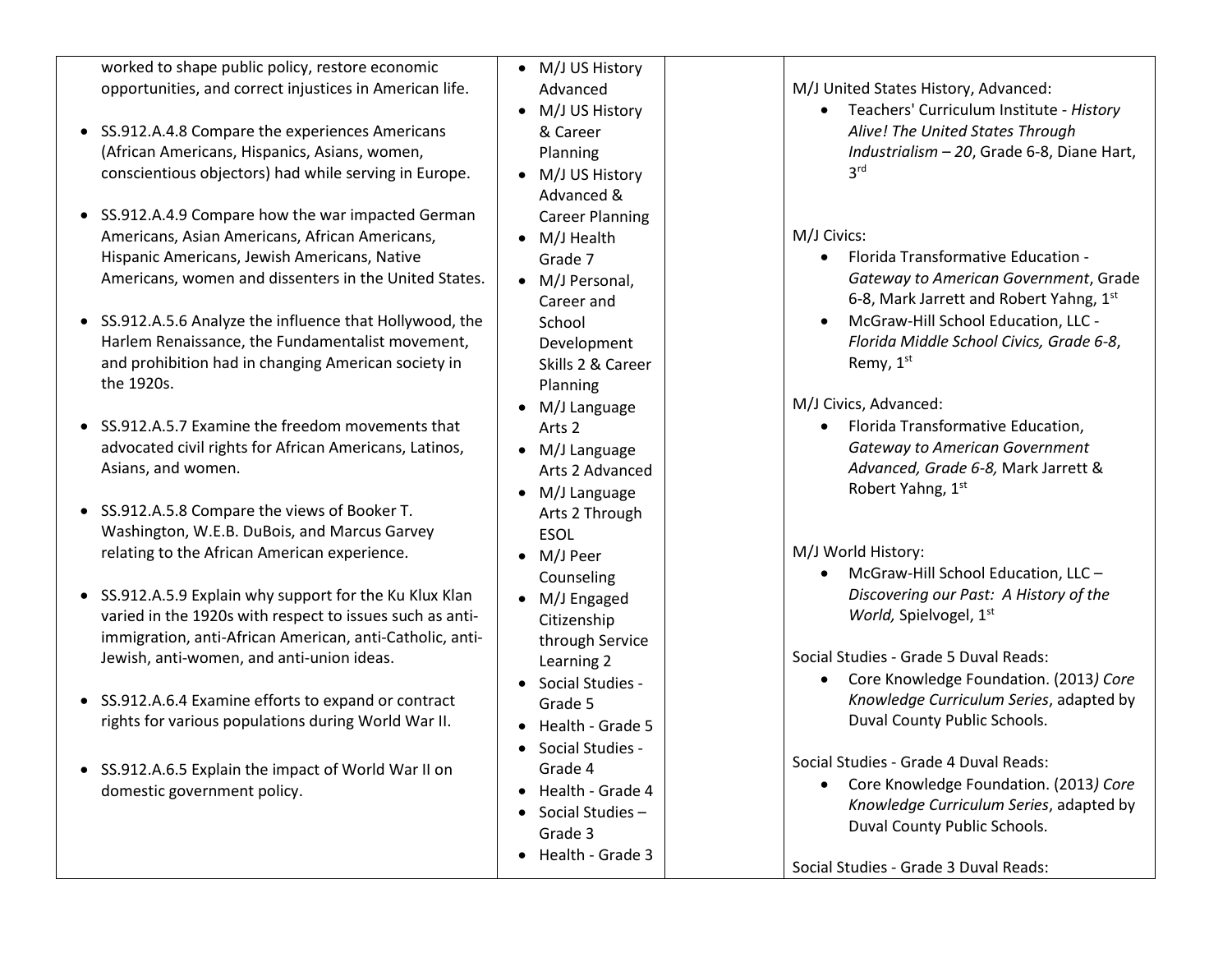| | | | |
|---|---|---|---|
| worked to shape public policy, restore economic opportunities, and correct injustices in American life.<br><br>• SS.912.A.4.8 Compare the experiences Americans (African Americans, Hispanics, Asians, women, conscientious objectors) had while serving in Europe.<br><br>• SS.912.A.4.9 Compare how the war impacted German Americans, Asian Americans, African Americans, Hispanic Americans, Jewish Americans, Native Americans, women and dissenters in the United States.<br><br>• SS.912.A.5.6 Analyze the influence that Hollywood, the Harlem Renaissance, the Fundamentalist movement, and prohibition had in changing American society in the 1920s.<br><br>• SS.912.A.5.7 Examine the freedom movements that advocated civil rights for African Americans, Latinos, Asians, and women.<br><br>• SS.912.A.5.8 Compare the views of Booker T. Washington, W.E.B. DuBois, and Marcus Garvey relating to the African American experience.<br><br>• SS.912.A.5.9 Explain why support for the Ku Klux Klan varied in the 1920s with respect to issues such as anti-immigration, anti-African American, anti-Catholic, anti-Jewish, anti-women, and anti-union ideas.<br><br>• SS.912.A.6.4 Examine efforts to expand or contract rights for various populations during World War II.<br><br>• SS.912.A.6.5 Explain the impact of World War II on domestic government policy. | • M/J US History Advanced<br>• M/J US History & Career Planning<br>• M/J US History Advanced & Career Planning<br>• M/J Health Grade 7<br>• M/J Personal, Career and School Development Skills 2 & Career Planning<br>• M/J Language Arts 2<br>• M/J Language Arts 2 Advanced<br>• M/J Language Arts 2 Through ESOL<br>• M/J Peer Counseling<br>• M/J Engaged Citizenship through Service Learning 2<br>• Social Studies - Grade 5<br>• Health - Grade 5<br>• Social Studies - Grade 4<br>• Health - Grade 4<br>• Social Studies – Grade 3<br>• Health - Grade 3 | | M/J United States History, Advanced:<br>• Teachers' Curriculum Institute - *History Alive! The United States Through Industrialism – 20*, Grade 6-8, Diane Hart, 3rd<br><br>M/J Civics:<br>• Florida Transformative Education - *Gateway to American Government*, Grade 6-8, Mark Jarrett and Robert Yahng, 1st<br>• McGraw-Hill School Education, LLC - *Florida Middle School Civics, Grade 6-8*, Remy, 1st<br><br>M/J Civics, Advanced:<br>• Florida Transformative Education, *Gateway to American Government Advanced, Grade 6-8,* Mark Jarrett & Robert Yahng, 1st<br><br>M/J World History:<br>• McGraw-Hill School Education, LLC – *Discovering our Past: A History of the World,* Spielvogel, 1st<br><br>Social Studies - Grade 5 Duval Reads:<br>• Core Knowledge Foundation. (2013*) Core Knowledge Curriculum Series*, adapted by Duval County Public Schools.<br><br>Social Studies - Grade 4 Duval Reads:<br>• Core Knowledge Foundation. (2013*) Core Knowledge Curriculum Series*, adapted by Duval County Public Schools.<br><br>Social Studies - Grade 3 Duval Reads: |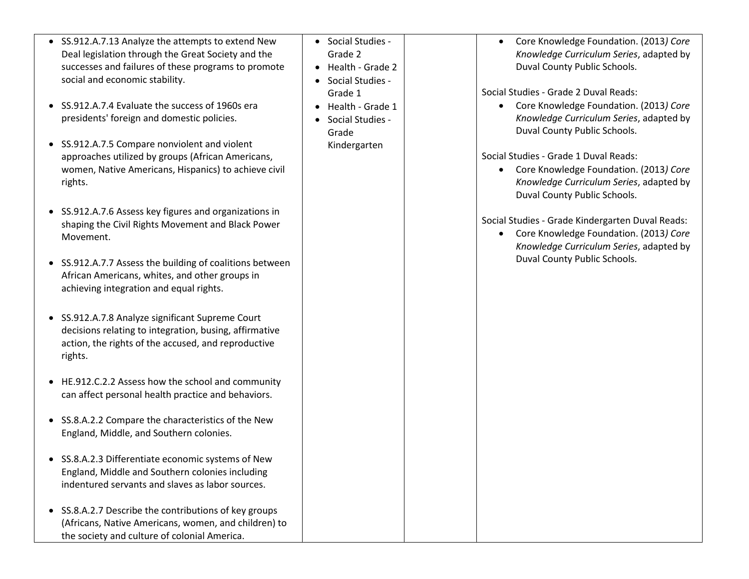| | | | |
|---|---|---|---|
| • SS.912.A.7.13 Analyze the attempts to extend New Deal legislation through the Great Society and the successes and failures of these programs to promote social and economic stability.<br><br>• SS.912.A.7.4 Evaluate the success of 1960s era presidents' foreign and domestic policies.<br><br>• SS.912.A.7.5 Compare nonviolent and violent approaches utilized by groups (African Americans, women, Native Americans, Hispanics) to achieve civil rights.<br><br>• SS.912.A.7.6 Assess key figures and organizations in shaping the Civil Rights Movement and Black Power Movement.<br><br>• SS.912.A.7.7 Assess the building of coalitions between African Americans, whites, and other groups in achieving integration and equal rights.<br><br>• SS.912.A.7.8 Analyze significant Supreme Court decisions relating to integration, busing, affirmative action, the rights of the accused, and reproductive rights.<br><br>• HE.912.C.2.2 Assess how the school and community can affect personal health practice and behaviors.<br><br>• SS.8.A.2.2 Compare the characteristics of the New England, Middle, and Southern colonies.<br><br>• SS.8.A.2.3 Differentiate economic systems of New England, Middle and Southern colonies including indentured servants and slaves as labor sources.<br><br>• SS.8.A.2.7 Describe the contributions of key groups (Africans, Native Americans, women, and children) to the society and culture of colonial America. | • Social Studies - Grade 2<br>• Health - Grade 2<br>• Social Studies - Grade 1<br>• Health - Grade 1<br>• Social Studies - Grade Kindergarten | | • Core Knowledge Foundation. (2013*) Core Knowledge Curriculum Series*, adapted by Duval County Public Schools.<br><br>Social Studies - Grade 2 Duval Reads:<br>• Core Knowledge Foundation. (2013*) Core Knowledge Curriculum Series*, adapted by Duval County Public Schools.<br><br>Social Studies - Grade 1 Duval Reads:<br>• Core Knowledge Foundation. (2013*) Core Knowledge Curriculum Series*, adapted by Duval County Public Schools.<br><br>Social Studies - Grade Kindergarten Duval Reads:<br>• Core Knowledge Foundation. (2013*) Core Knowledge Curriculum Series*, adapted by Duval County Public Schools. |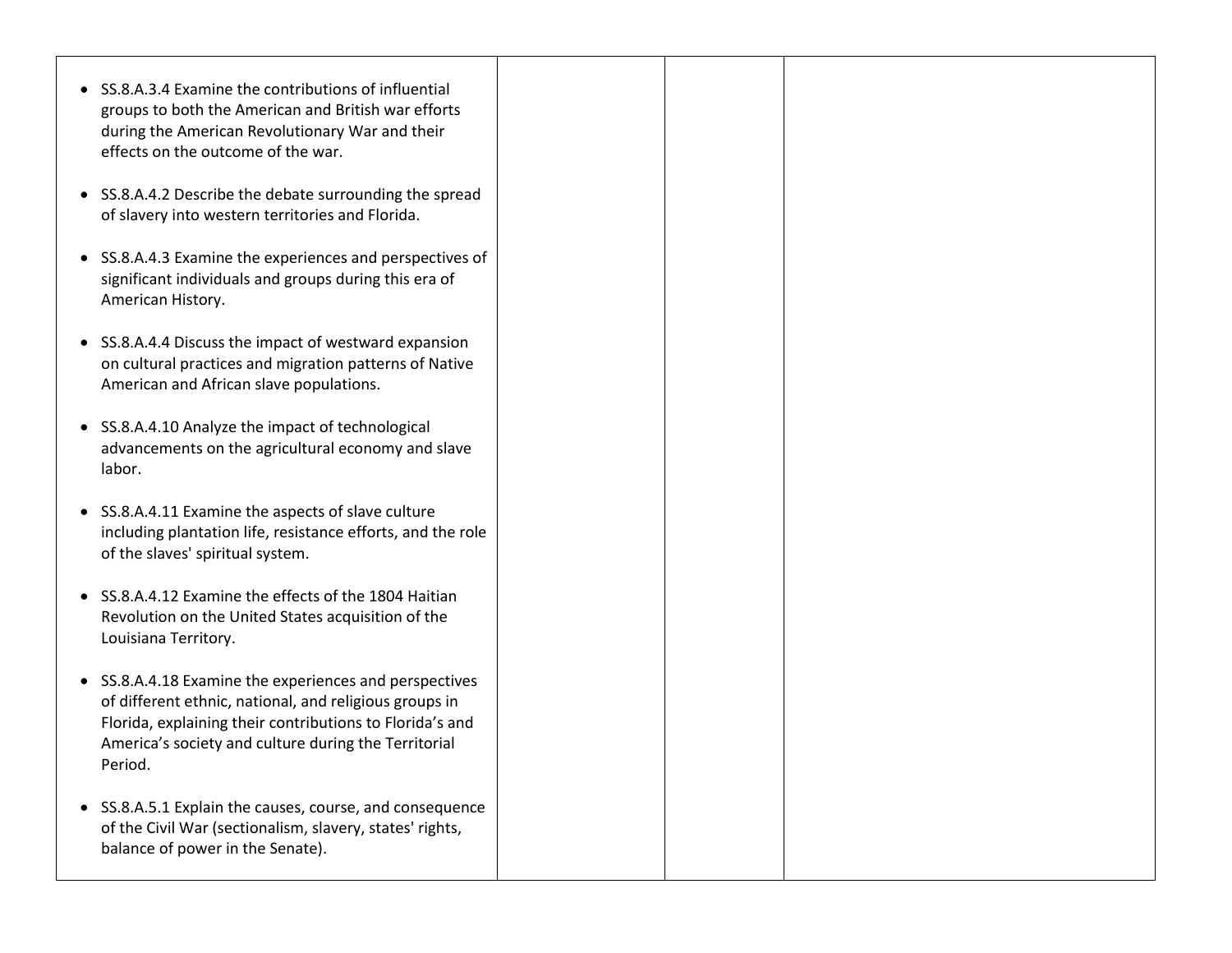| | | | |
|---|---|---|---|
| • SS.8.A.3.4 Examine the contributions of influential groups to both the American and British war efforts during the American Revolutionary War and their effects on the outcome of the war.<br><br>• SS.8.A.4.2 Describe the debate surrounding the spread of slavery into western territories and Florida.<br><br>• SS.8.A.4.3 Examine the experiences and perspectives of significant individuals and groups during this era of American History.<br><br>• SS.8.A.4.4 Discuss the impact of westward expansion on cultural practices and migration patterns of Native American and African slave populations.<br><br>• SS.8.A.4.10 Analyze the impact of technological advancements on the agricultural economy and slave labor.<br><br>• SS.8.A.4.11 Examine the aspects of slave culture including plantation life, resistance efforts, and the role of the slaves' spiritual system.<br><br>• SS.8.A.4.12 Examine the effects of the 1804 Haitian Revolution on the United States acquisition of the Louisiana Territory.<br><br>• SS.8.A.4.18 Examine the experiences and perspectives of different ethnic, national, and religious groups in Florida, explaining their contributions to Florida's and America's society and culture during the Territorial Period.<br><br>• SS.8.A.5.1 Explain the causes, course, and consequence of the Civil War (sectionalism, slavery, states' rights, balance of power in the Senate). | | | |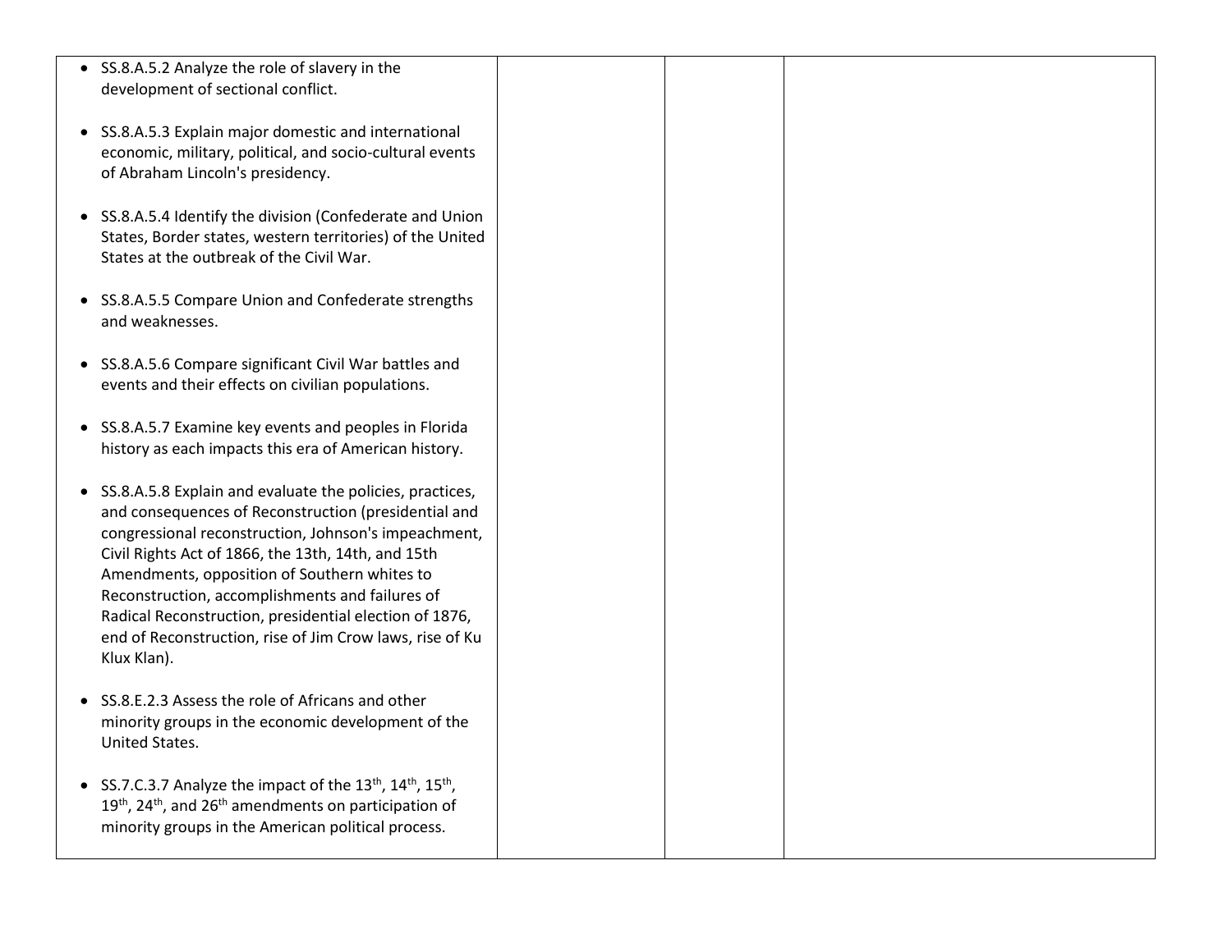| | | | |
|---|---|---|---|
| • SS.8.A.5.2 Analyze the role of slavery in the development of sectional conflict.<br><br>• SS.8.A.5.3 Explain major domestic and international economic, military, political, and socio-cultural events of Abraham Lincoln's presidency.<br><br>• SS.8.A.5.4 Identify the division (Confederate and Union States, Border states, western territories) of the United States at the outbreak of the Civil War.<br><br>• SS.8.A.5.5 Compare Union and Confederate strengths and weaknesses.<br><br>• SS.8.A.5.6 Compare significant Civil War battles and events and their effects on civilian populations.<br><br>• SS.8.A.5.7 Examine key events and peoples in Florida history as each impacts this era of American history.<br><br>• SS.8.A.5.8 Explain and evaluate the policies, practices, and consequences of Reconstruction (presidential and congressional reconstruction, Johnson's impeachment, Civil Rights Act of 1866, the 13th, 14th, and 15th Amendments, opposition of Southern whites to Reconstruction, accomplishments and failures of Radical Reconstruction, presidential election of 1876, end of Reconstruction, rise of Jim Crow laws, rise of Ku Klux Klan).<br><br>• SS.8.E.2.3 Assess the role of Africans and other minority groups in the economic development of the United States.<br><br>• SS.7.C.3.7 Analyze the impact of the 13th, 14th, 15th, 19th, 24th, and 26th amendments on participation of minority groups in the American political process. | | | |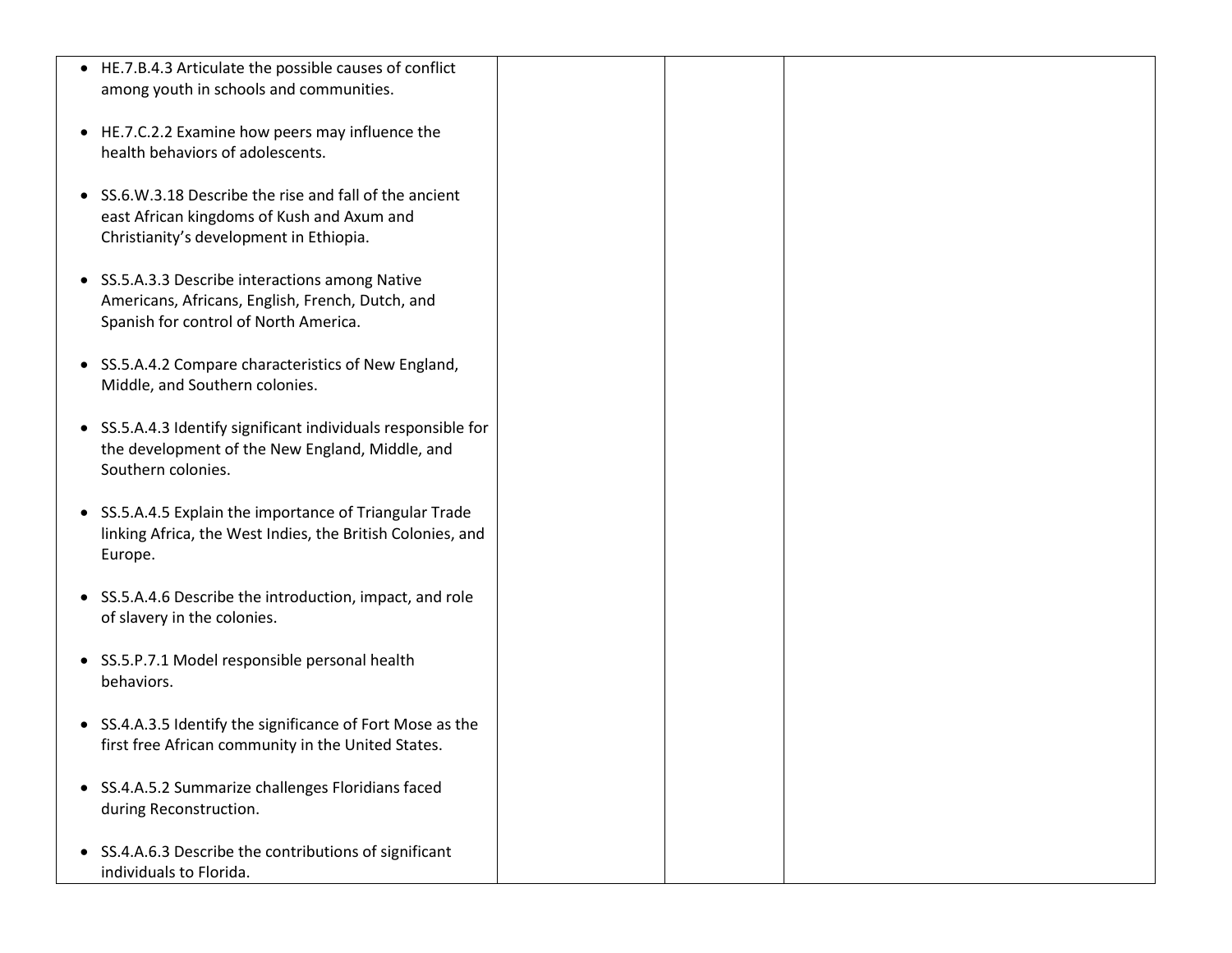| | | | |
|---|---|---|---|
| • HE.7.B.4.3 Articulate the possible causes of conflict among youth in schools and communities.<br><br>• HE.7.C.2.2 Examine how peers may influence the health behaviors of adolescents.<br><br>• SS.6.W.3.18 Describe the rise and fall of the ancient east African kingdoms of Kush and Axum and Christianity's development in Ethiopia.<br><br>• SS.5.A.3.3 Describe interactions among Native Americans, Africans, English, French, Dutch, and Spanish for control of North America.<br><br>• SS.5.A.4.2 Compare characteristics of New England, Middle, and Southern colonies.<br><br>• SS.5.A.4.3 Identify significant individuals responsible for the development of the New England, Middle, and Southern colonies.<br><br>• SS.5.A.4.5 Explain the importance of Triangular Trade linking Africa, the West Indies, the British Colonies, and Europe.<br><br>• SS.5.A.4.6 Describe the introduction, impact, and role of slavery in the colonies.<br><br>• SS.5.P.7.1 Model responsible personal health behaviors.<br><br>• SS.4.A.3.5 Identify the significance of Fort Mose as the first free African community in the United States.<br><br>• SS.4.A.5.2 Summarize challenges Floridians faced during Reconstruction.<br><br>• SS.4.A.6.3 Describe the contributions of significant individuals to Florida. | | | |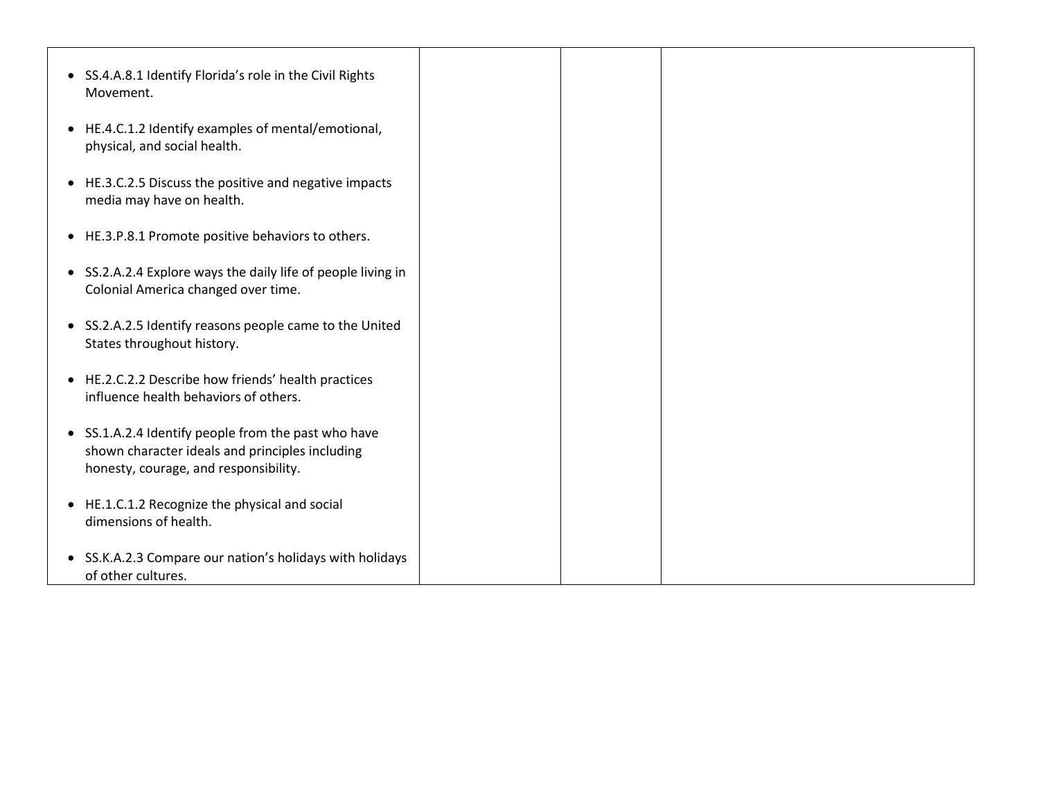| | | | |
|---|---|---|---|
| • SS.4.A.8.1 Identify Florida's role in the Civil Rights Movement.<br><br>• HE.4.C.1.2 Identify examples of mental/emotional, physical, and social health.<br><br>• HE.3.C.2.5 Discuss the positive and negative impacts media may have on health.<br><br>• HE.3.P.8.1 Promote positive behaviors to others.<br><br>• SS.2.A.2.4 Explore ways the daily life of people living in Colonial America changed over time.<br><br>• SS.2.A.2.5 Identify reasons people came to the United States throughout history.<br><br>• HE.2.C.2.2 Describe how friends' health practices influence health behaviors of others.<br><br>• SS.1.A.2.4 Identify people from the past who have shown character ideals and principles including honesty, courage, and responsibility.<br><br>• HE.1.C.1.2 Recognize the physical and social dimensions of health.<br><br>• SS.K.A.2.3 Compare our nation's holidays with holidays of other cultures. | | | |